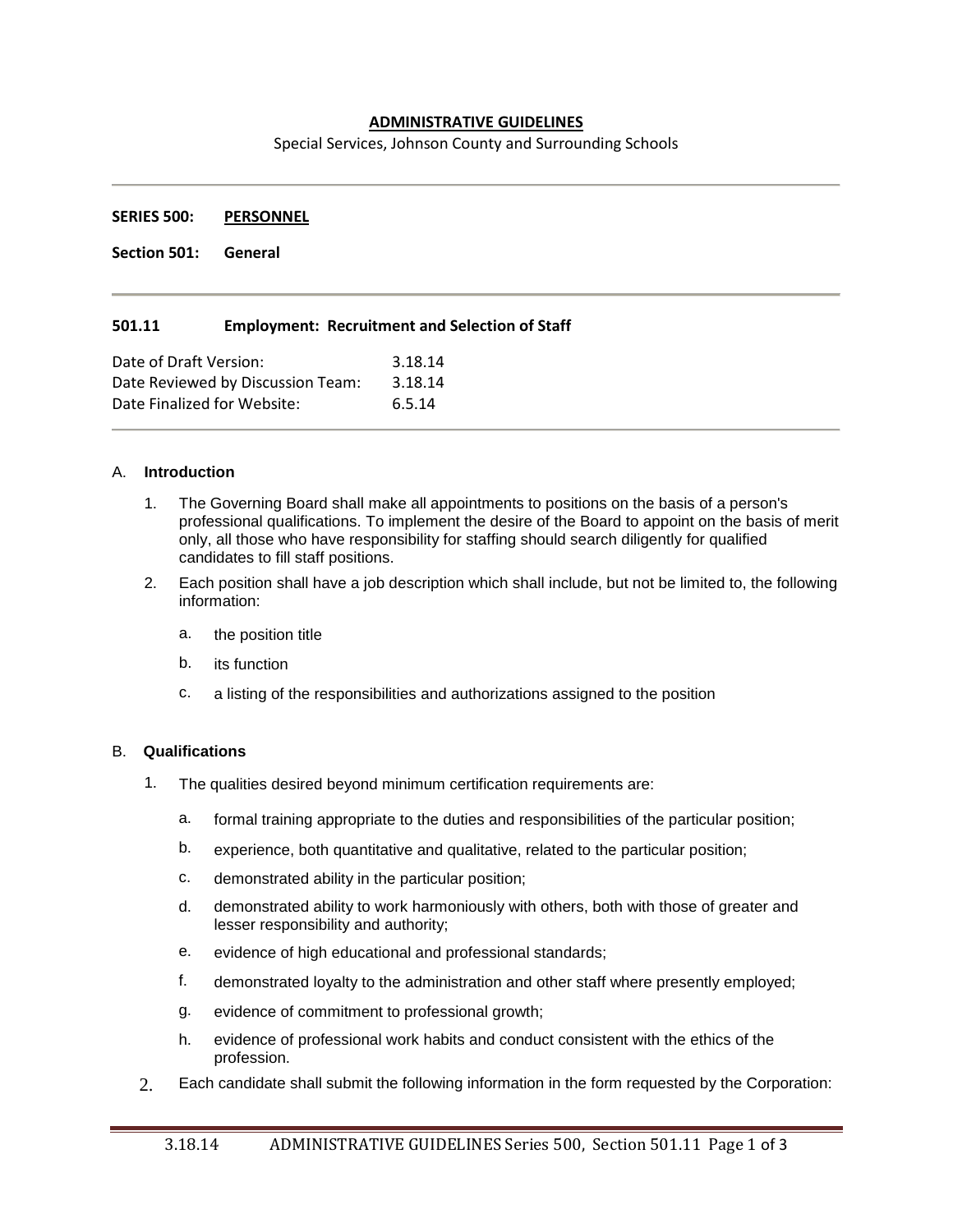# ADMINISTRATIVE GUIDELINES

Special Services, Johnson County and Surrounding Schools

---

**SERIES 500: PERSONNEL**

**Section 501: General**

---

## 501.11 Employment: Recruitment and Selection of Staff

| | |
|---|---|
| Date of Draft Version: | 3.18.14 |
| Date Reviewed by Discussion Team: | 3.18.14 |
| Date Finalized for Website: | 6.5.14 |

---

### A. Introduction

1. The Governing Board shall make all appointments to positions on the basis of a person's professional qualifications. To implement the desire of the Board to appoint on the basis of merit only, all those who have responsibility for staffing should search diligently for qualified candidates to fill staff positions.
2. Each position shall have a job description which shall include, but not be limited to, the following information:
   - a. the position title
   - b. its function
   - c. a listing of the responsibilities and authorizations assigned to the position

### B. Qualifications

1. The qualities desired beyond minimum certification requirements are:
   - a. formal training appropriate to the duties and responsibilities of the particular position;
   - b. experience, both quantitative and qualitative, related to the particular position;
   - c. demonstrated ability in the particular position;
   - d. demonstrated ability to work harmoniously with others, both with those of greater and lesser responsibility and authority;
   - e. evidence of high educational and professional standards;
   - f. demonstrated loyalty to the administration and other staff where presently employed;
   - g. evidence of commitment to professional growth;
   - h. evidence of professional work habits and conduct consistent with the ethics of the profession.
2. Each candidate shall submit the following information in the form requested by the Corporation: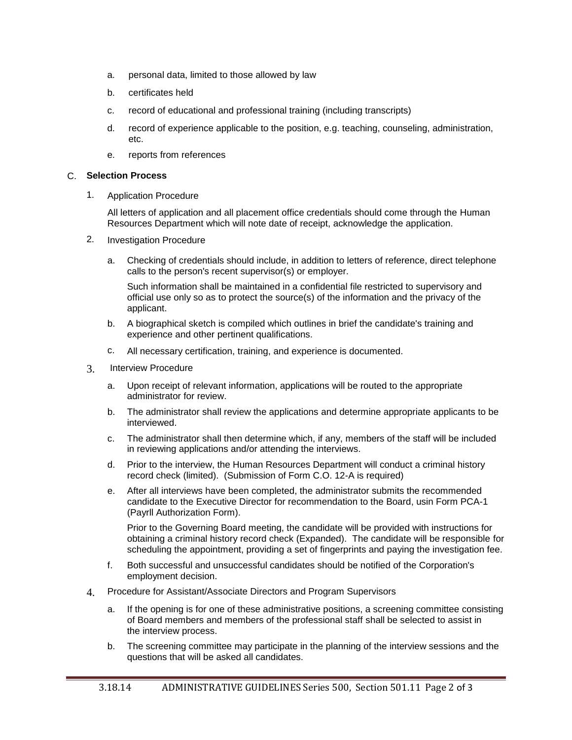a. personal data, limited to those allowed by law

b. certificates held

c. record of educational and professional training (including transcripts)

d. record of experience applicable to the position, e.g. teaching, counseling, administration, etc.

e. reports from references

C. **Selection Process**

1. Application Procedure

   All letters of application and all placement office credentials should come through the Human Resources Department which will note date of receipt, acknowledge the application.

2. Investigation Procedure

   a. Checking of credentials should include, in addition to letters of reference, direct telephone calls to the person's recent supervisor(s) or employer.

      Such information shall be maintained in a confidential file restricted to supervisory and official use only so as to protect the source(s) of the information and the privacy of the applicant.

   b. A biographical sketch is compiled which outlines in brief the candidate's training and experience and other pertinent qualifications.

   c. All necessary certification, training, and experience is documented.

3. Interview Procedure

   a. Upon receipt of relevant information, applications will be routed to the appropriate administrator for review.

   b. The administrator shall review the applications and determine appropriate applicants to be interviewed.

   c. The administrator shall then determine which, if any, members of the staff will be included in reviewing applications and/or attending the interviews.

   d. Prior to the interview, the Human Resources Department will conduct a criminal history record check (limited). (Submission of Form C.O. 12-A is required)

   e. After all interviews have been completed, the administrator submits the recommended candidate to the Executive Director for recommendation to the Board, usin Form PCA-1 (Payrll Authorization Form).

      Prior to the Governing Board meeting, the candidate will be provided with instructions for obtaining a criminal history record check (Expanded). The candidate will be responsible for scheduling the appointment, providing a set of fingerprints and paying the investigation fee.

   f. Both successful and unsuccessful candidates should be notified of the Corporation's employment decision.

4. Procedure for Assistant/Associate Directors and Program Supervisors

   a. If the opening is for one of these administrative positions, a screening committee consisting of Board members and members of the professional staff shall be selected to assist in the interview process.

   b. The screening committee may participate in the planning of the interview sessions and the questions that will be asked all candidates.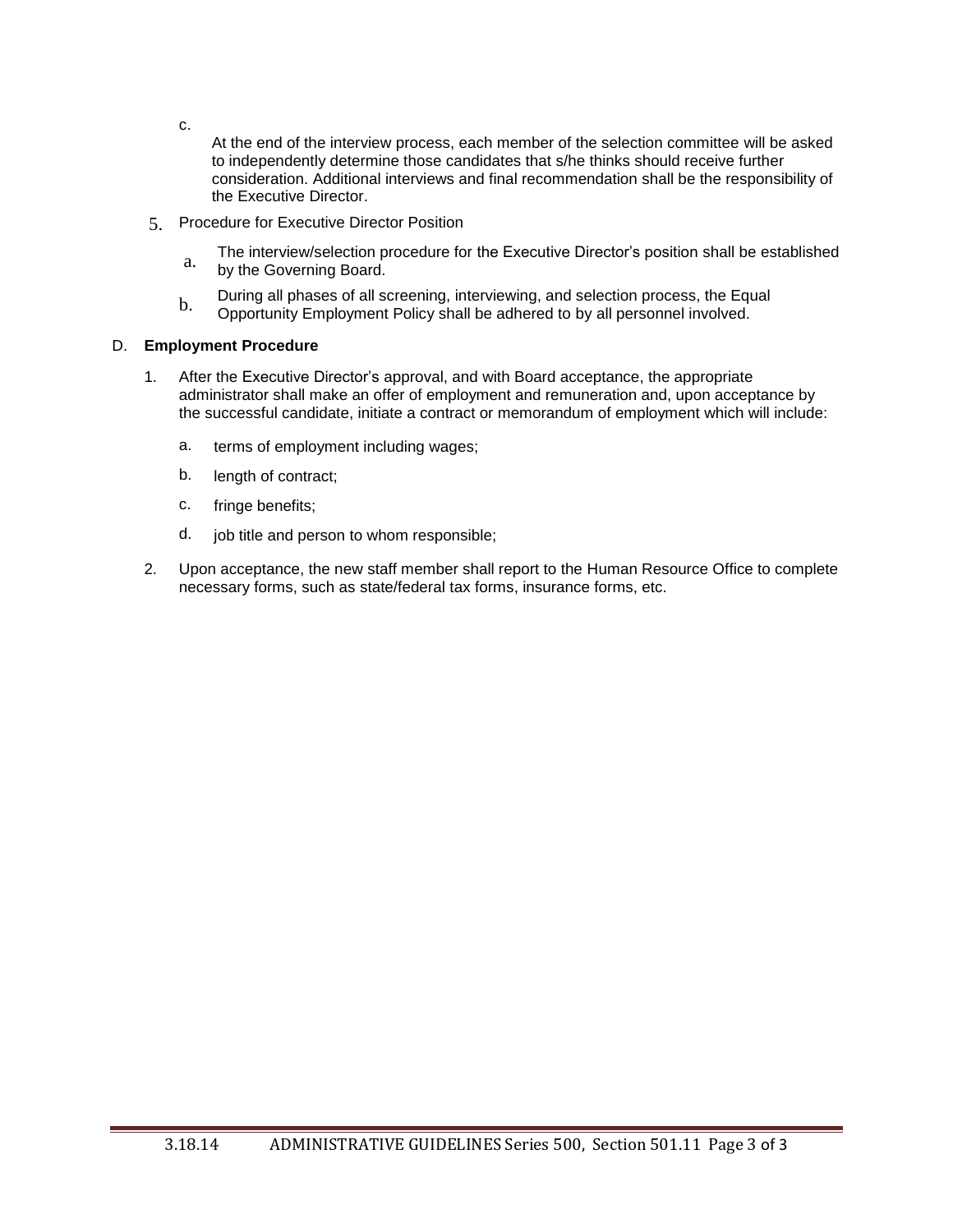c. At the end of the interview process, each member of the selection committee will be asked to independently determine those candidates that s/he thinks should receive further consideration. Additional interviews and final recommendation shall be the responsibility of the Executive Director.

5. Procedure for Executive Director Position

   a. The interview/selection procedure for the Executive Director's position shall be established by the Governing Board.

   b. During all phases of all screening, interviewing, and selection process, the Equal Opportunity Employment Policy shall be adhered to by all personnel involved.

D. **Employment Procedure**

1. After the Executive Director's approval, and with Board acceptance, the appropriate administrator shall make an offer of employment and remuneration and, upon acceptance by the successful candidate, initiate a contract or memorandum of employment which will include:

   a. terms of employment including wages;

   b. length of contract;

   c. fringe benefits;

   d. job title and person to whom responsible;

2. Upon acceptance, the new staff member shall report to the Human Resource Office to complete necessary forms, such as state/federal tax forms, insurance forms, etc.